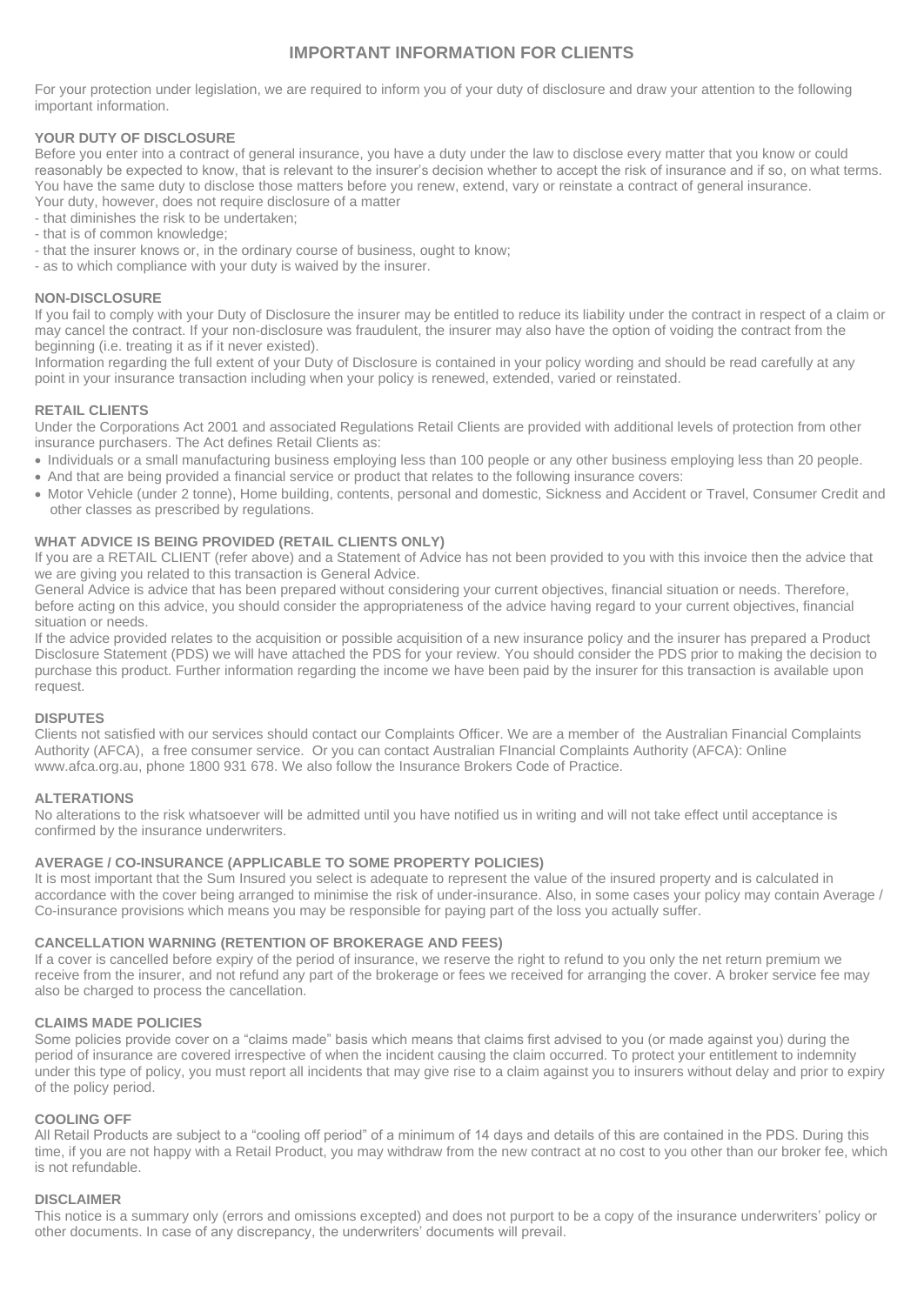# IMPORTANT INFORMATION FOR CLIENTS

For your protection under legislation, we are required to inform you of your duty of disclosure and draw your attention to the following important information.

## YOUR DUTY OF DISCLOSURE

Before you enter into a contract of general insurance, you have a duty under the law to disclose every matter that you know or could reasonably be expected to know, that is relevant to the insurer's decision whether to accept the risk of insurance and if so, on what terms. You have the same duty to disclose those matters before you renew, extend, vary or reinstate a contract of general insurance.
Your duty, however, does not require disclosure of a matter

- that diminishes the risk to be undertaken;
- that is of common knowledge;
- that the insurer knows or, in the ordinary course of business, ought to know;
- as to which compliance with your duty is waived by the insurer.

## NON-DISCLOSURE

If you fail to comply with your Duty of Disclosure the insurer may be entitled to reduce its liability under the contract in respect of a claim or may cancel the contract. If your non-disclosure was fraudulent, the insurer may also have the option of voiding the contract from the beginning (i.e. treating it as if it never existed).
Information regarding the full extent of your Duty of Disclosure is contained in your policy wording and should be read carefully at any point in your insurance transaction including when your policy is renewed, extended, varied or reinstated.

## RETAIL CLIENTS

Under the Corporations Act 2001 and associated Regulations Retail Clients are provided with additional levels of protection from other insurance purchasers. The Act defines Retail Clients as:

- Individuals or a small manufacturing business employing less than 100 people or any other business employing less than 20 people.
- And that are being provided a financial service or product that relates to the following insurance covers:
- Motor Vehicle (under 2 tonne), Home building, contents, personal and domestic, Sickness and Accident or Travel, Consumer Credit and other classes as prescribed by regulations.

## WHAT ADVICE IS BEING PROVIDED (RETAIL CLIENTS ONLY)

If you are a RETAIL CLIENT (refer above) and a Statement of Advice has not been provided to you with this invoice then the advice that we are giving you related to this transaction is General Advice.
General Advice is advice that has been prepared without considering your current objectives, financial situation or needs. Therefore, before acting on this advice, you should consider the appropriateness of the advice having regard to your current objectives, financial situation or needs.
If the advice provided relates to the acquisition or possible acquisition of a new insurance policy and the insurer has prepared a Product Disclosure Statement (PDS) we will have attached the PDS for your review. You should consider the PDS prior to making the decision to purchase this product. Further information regarding the income we have been paid by the insurer for this transaction is available upon request.

## DISPUTES

Clients not satisfied with our services should contact our Complaints Officer. We are a member of the Australian Financial Complaints Authority (AFCA), a free consumer service. Or you can contact Australian FInancial Complaints Authority (AFCA): Online www.afca.org.au, phone 1800 931 678. We also follow the Insurance Brokers Code of Practice.

## ALTERATIONS

No alterations to the risk whatsoever will be admitted until you have notified us in writing and will not take effect until acceptance is confirmed by the insurance underwriters.

## AVERAGE / CO-INSURANCE (APPLICABLE TO SOME PROPERTY POLICIES)

It is most important that the Sum Insured you select is adequate to represent the value of the insured property and is calculated in accordance with the cover being arranged to minimise the risk of under-insurance. Also, in some cases your policy may contain Average / Co-insurance provisions which means you may be responsible for paying part of the loss you actually suffer.

## CANCELLATION WARNING (RETENTION OF BROKERAGE AND FEES)

If a cover is cancelled before expiry of the period of insurance, we reserve the right to refund to you only the net return premium we receive from the insurer, and not refund any part of the brokerage or fees we received for arranging the cover. A broker service fee may also be charged to process the cancellation.

## CLAIMS MADE POLICIES

Some policies provide cover on a "claims made" basis which means that claims first advised to you (or made against you) during the period of insurance are covered irrespective of when the incident causing the claim occurred. To protect your entitlement to indemnity under this type of policy, you must report all incidents that may give rise to a claim against you to insurers without delay and prior to expiry of the policy period.

## COOLING OFF

All Retail Products are subject to a "cooling off period" of a minimum of 14 days and details of this are contained in the PDS. During this time, if you are not happy with a Retail Product, you may withdraw from the new contract at no cost to you other than our broker fee, which is not refundable.

## DISCLAIMER

This notice is a summary only (errors and omissions excepted) and does not purport to be a copy of the insurance underwriters' policy or other documents. In case of any discrepancy, the underwriters' documents will prevail.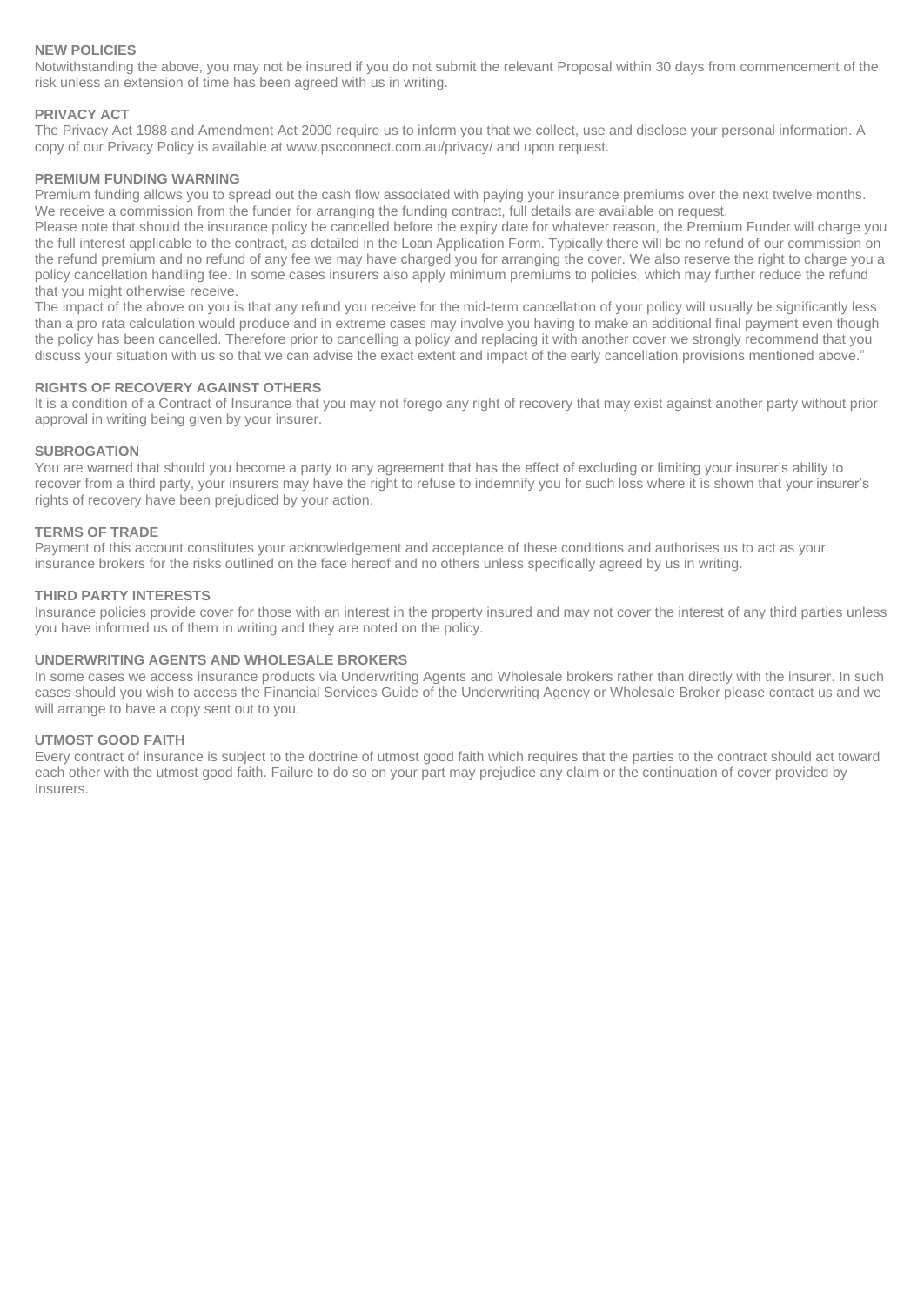### NEW POLICIES

Notwithstanding the above, you may not be insured if you do not submit the relevant Proposal within 30 days from commencement of the risk unless an extension of time has been agreed with us in writing.

### PRIVACY ACT

The Privacy Act 1988 and Amendment Act 2000 require us to inform you that we collect, use and disclose your personal information. A copy of our Privacy Policy is available at www.pscconnect.com.au/privacy/ and upon request.

### PREMIUM FUNDING WARNING

Premium funding allows you to spread out the cash flow associated with paying your insurance premiums over the next twelve months. We receive a commission from the funder for arranging the funding contract, full details are available on request.

Please note that should the insurance policy be cancelled before the expiry date for whatever reason, the Premium Funder will charge you the full interest applicable to the contract, as detailed in the Loan Application Form. Typically there will be no refund of our commission on the refund premium and no refund of any fee we may have charged you for arranging the cover. We also reserve the right to charge you a policy cancellation handling fee. In some cases insurers also apply minimum premiums to policies, which may further reduce the refund that you might otherwise receive.

The impact of the above on you is that any refund you receive for the mid-term cancellation of your policy will usually be significantly less than a pro rata calculation would produce and in extreme cases may involve you having to make an additional final payment even though the policy has been cancelled. Therefore prior to cancelling a policy and replacing it with another cover we strongly recommend that you discuss your situation with us so that we can advise the exact extent and impact of the early cancellation provisions mentioned above."

### RIGHTS OF RECOVERY AGAINST OTHERS

It is a condition of a Contract of Insurance that you may not forego any right of recovery that may exist against another party without prior approval in writing being given by your insurer.

### SUBROGATION

You are warned that should you become a party to any agreement that has the effect of excluding or limiting your insurer's ability to recover from a third party, your insurers may have the right to refuse to indemnify you for such loss where it is shown that your insurer's rights of recovery have been prejudiced by your action.

### TERMS OF TRADE

Payment of this account constitutes your acknowledgement and acceptance of these conditions and authorises us to act as your insurance brokers for the risks outlined on the face hereof and no others unless specifically agreed by us in writing.

### THIRD PARTY INTERESTS

Insurance policies provide cover for those with an interest in the property insured and may not cover the interest of any third parties unless you have informed us of them in writing and they are noted on the policy.

### UNDERWRITING AGENTS AND WHOLESALE BROKERS

In some cases we access insurance products via Underwriting Agents and Wholesale brokers rather than directly with the insurer. In such cases should you wish to access the Financial Services Guide of the Underwriting Agency or Wholesale Broker please contact us and we will arrange to have a copy sent out to you.

### UTMOST GOOD FAITH

Every contract of insurance is subject to the doctrine of utmost good faith which requires that the parties to the contract should act toward each other with the utmost good faith. Failure to do so on your part may prejudice any claim or the continuation of cover provided by Insurers.